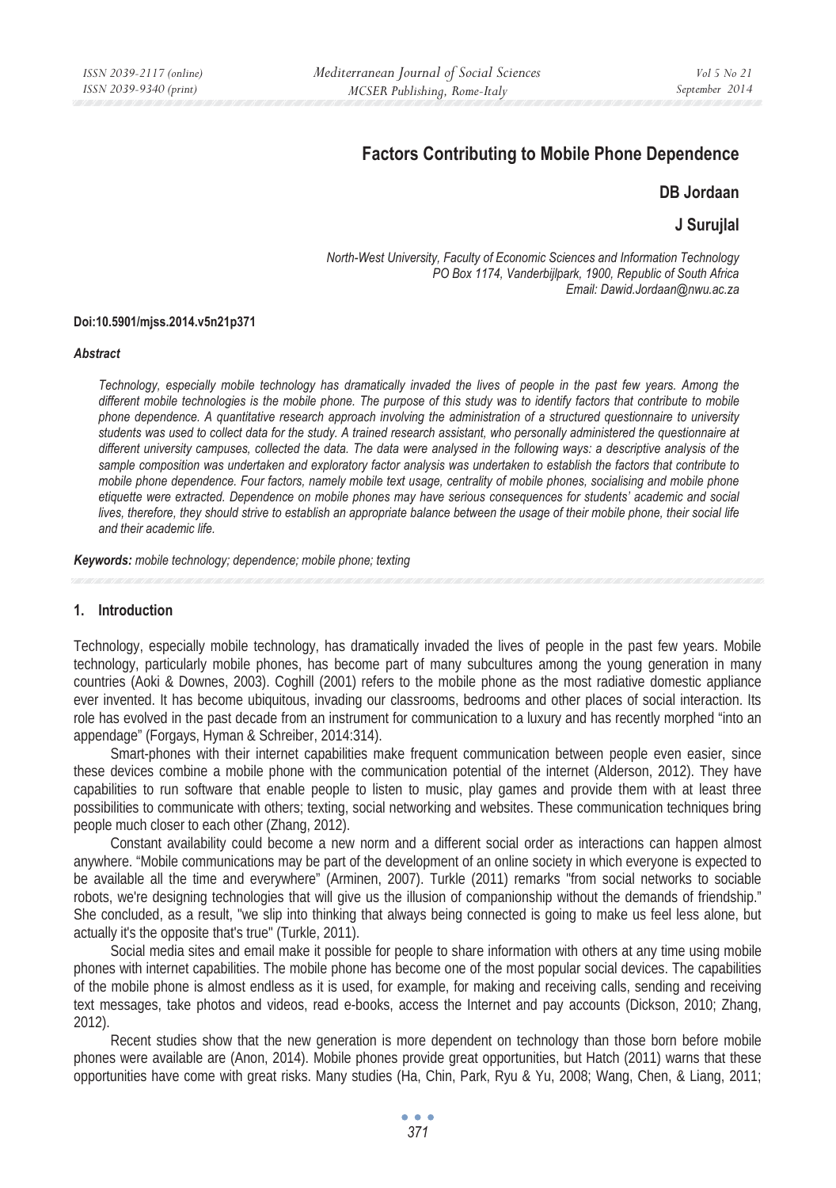# Factors Contributing to Mobile Phone Dependence

**DB Jordaan**

**J Surujlal**

*North-West University, Faculty of Economic Sciences and Information Technology*
*PO Box 1174, Vanderbijlpark, 1900, Republic of South Africa*
*Email: Dawid.Jordaan@nwu.ac.za*

**Doi:10.5901/mjss.2014.v5n21p371**

***Abstract***

*Technology, especially mobile technology has dramatically invaded the lives of people in the past few years. Among the different mobile technologies is the mobile phone. The purpose of this study was to identify factors that contribute to mobile phone dependence. A quantitative research approach involving the administration of a structured questionnaire to university students was used to collect data for the study. A trained research assistant, who personally administered the questionnaire at different university campuses, collected the data. The data were analysed in the following ways: a descriptive analysis of the sample composition was undertaken and exploratory factor analysis was undertaken to establish the factors that contribute to mobile phone dependence. Four factors, namely mobile text usage, centrality of mobile phones, socialising and mobile phone etiquette were extracted. Dependence on mobile phones may have serious consequences for students' academic and social lives, therefore, they should strive to establish an appropriate balance between the usage of their mobile phone, their social life and their academic life.*

***Keywords:*** *mobile technology; dependence; mobile phone; texting*

## 1. Introduction

Technology, especially mobile technology, has dramatically invaded the lives of people in the past few years. Mobile technology, particularly mobile phones, has become part of many subcultures among the young generation in many countries (Aoki & Downes, 2003). Coghill (2001) refers to the mobile phone as the most radiative domestic appliance ever invented. It has become ubiquitous, invading our classrooms, bedrooms and other places of social interaction. Its role has evolved in the past decade from an instrument for communication to a luxury and has recently morphed "into an appendage" (Forgays, Hyman & Schreiber, 2014:314).

Smart-phones with their internet capabilities make frequent communication between people even easier, since these devices combine a mobile phone with the communication potential of the internet (Alderson, 2012). They have capabilities to run software that enable people to listen to music, play games and provide them with at least three possibilities to communicate with others; texting, social networking and websites. These communication techniques bring people much closer to each other (Zhang, 2012).

Constant availability could become a new norm and a different social order as interactions can happen almost anywhere. "Mobile communications may be part of the development of an online society in which everyone is expected to be available all the time and everywhere" (Arminen, 2007). Turkle (2011) remarks "from social networks to sociable robots, we're designing technologies that will give us the illusion of companionship without the demands of friendship." She concluded, as a result, "we slip into thinking that always being connected is going to make us feel less alone, but actually it's the opposite that's true" (Turkle, 2011).

Social media sites and email make it possible for people to share information with others at any time using mobile phones with internet capabilities. The mobile phone has become one of the most popular social devices. The capabilities of the mobile phone is almost endless as it is used, for example, for making and receiving calls, sending and receiving text messages, take photos and videos, read e-books, access the Internet and pay accounts (Dickson, 2010; Zhang, 2012).

Recent studies show that the new generation is more dependent on technology than those born before mobile phones were available are (Anon, 2014). Mobile phones provide great opportunities, but Hatch (2011) warns that these opportunities have come with great risks. Many studies (Ha, Chin, Park, Ryu & Yu, 2008; Wang, Chen, & Liang, 2011;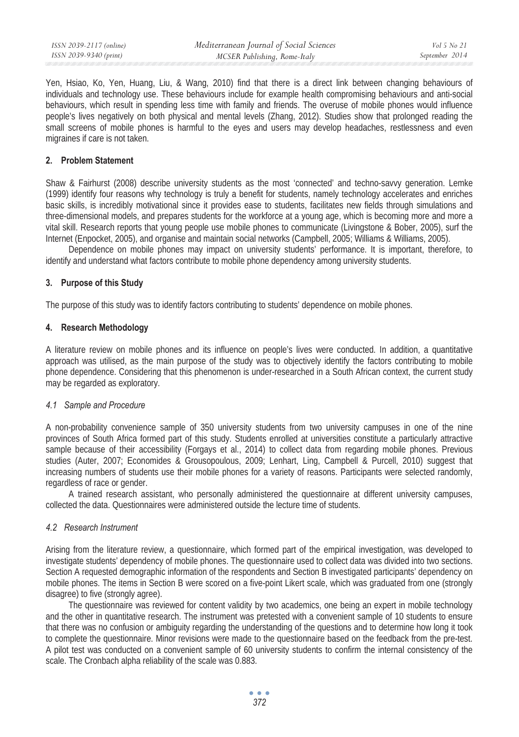Yen, Hsiao, Ko, Yen, Huang, Liu, & Wang, 2010) find that there is a direct link between changing behaviours of individuals and technology use. These behaviours include for example health compromising behaviours and anti-social behaviours, which result in spending less time with family and friends. The overuse of mobile phones would influence people's lives negatively on both physical and mental levels (Zhang, 2012). Studies show that prolonged reading the small screens of mobile phones is harmful to the eyes and users may develop headaches, restlessness and even migraines if care is not taken.

## 2. Problem Statement

Shaw & Fairhurst (2008) describe university students as the most 'connected' and techno-savvy generation. Lemke (1999) identify four reasons why technology is truly a benefit for students, namely technology accelerates and enriches basic skills, is incredibly motivational since it provides ease to students, facilitates new fields through simulations and three-dimensional models, and prepares students for the workforce at a young age, which is becoming more and more a vital skill. Research reports that young people use mobile phones to communicate (Livingstone & Bober, 2005), surf the Internet (Enpocket, 2005), and organise and maintain social networks (Campbell, 2005; Williams & Williams, 2005).

Dependence on mobile phones may impact on university students' performance. It is important, therefore, to identify and understand what factors contribute to mobile phone dependency among university students.

## 3. Purpose of this Study

The purpose of this study was to identify factors contributing to students' dependence on mobile phones.

## 4. Research Methodology

A literature review on mobile phones and its influence on people's lives were conducted. In addition, a quantitative approach was utilised, as the main purpose of the study was to objectively identify the factors contributing to mobile phone dependence. Considering that this phenomenon is under-researched in a South African context, the current study may be regarded as exploratory.

### *4.1 Sample and Procedure*

A non-probability convenience sample of 350 university students from two university campuses in one of the nine provinces of South Africa formed part of this study. Students enrolled at universities constitute a particularly attractive sample because of their accessibility (Forgays et al., 2014) to collect data from regarding mobile phones. Previous studies (Auter, 2007; Economides & Grousopoulous, 2009; Lenhart, Ling, Campbell & Purcell, 2010) suggest that increasing numbers of students use their mobile phones for a variety of reasons. Participants were selected randomly, regardless of race or gender.

A trained research assistant, who personally administered the questionnaire at different university campuses, collected the data. Questionnaires were administered outside the lecture time of students.

### *4.2 Research Instrument*

Arising from the literature review, a questionnaire, which formed part of the empirical investigation, was developed to investigate students' dependency of mobile phones. The questionnaire used to collect data was divided into two sections. Section A requested demographic information of the respondents and Section B investigated participants' dependency on mobile phones. The items in Section B were scored on a five-point Likert scale, which was graduated from one (strongly disagree) to five (strongly agree).

The questionnaire was reviewed for content validity by two academics, one being an expert in mobile technology and the other in quantitative research. The instrument was pretested with a convenient sample of 10 students to ensure that there was no confusion or ambiguity regarding the understanding of the questions and to determine how long it took to complete the questionnaire. Minor revisions were made to the questionnaire based on the feedback from the pre-test. A pilot test was conducted on a convenient sample of 60 university students to confirm the internal consistency of the scale. The Cronbach alpha reliability of the scale was 0.883.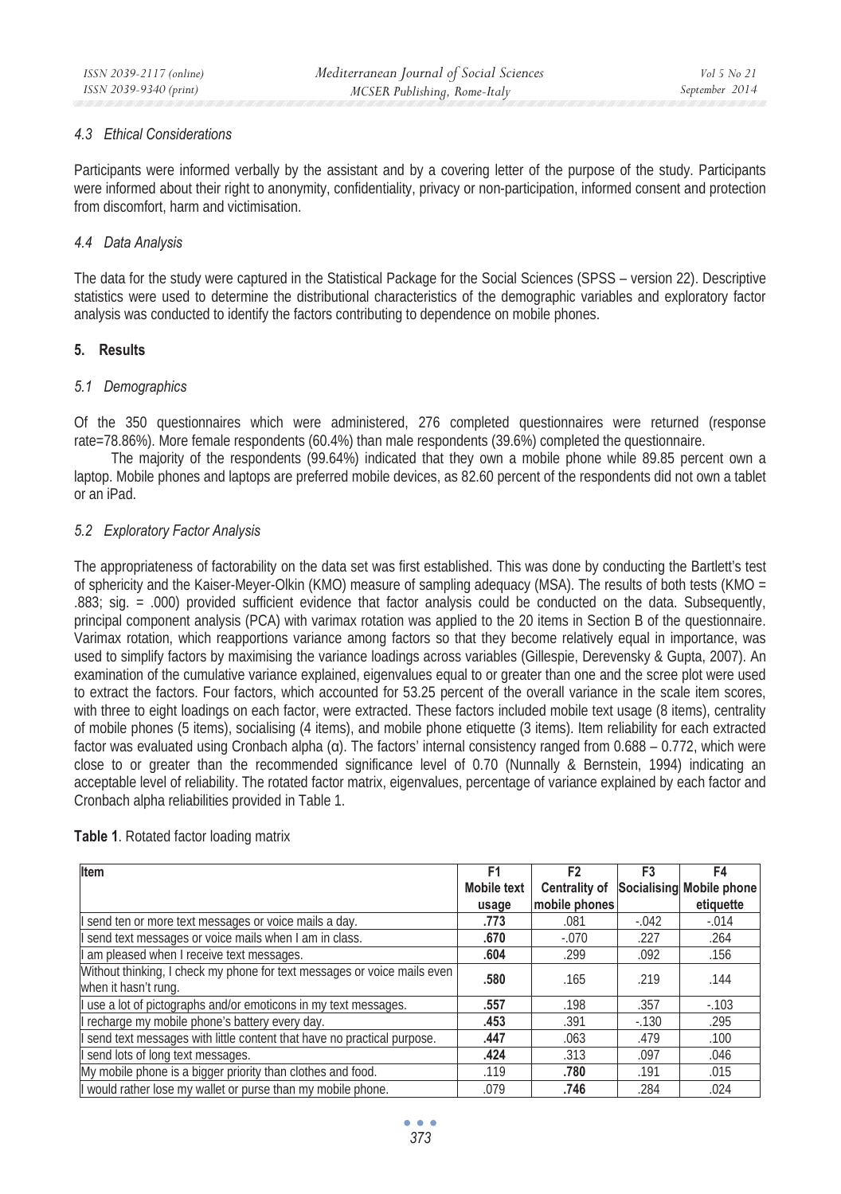### 4.3 Ethical Considerations

Participants were informed verbally by the assistant and by a covering letter of the purpose of the study. Participants were informed about their right to anonymity, confidentiality, privacy or non-participation, informed consent and protection from discomfort, harm and victimisation.

### 4.4 Data Analysis

The data for the study were captured in the Statistical Package for the Social Sciences (SPSS – version 22). Descriptive statistics were used to determine the distributional characteristics of the demographic variables and exploratory factor analysis was conducted to identify the factors contributing to dependence on mobile phones.

## 5. Results

### 5.1 Demographics

Of the 350 questionnaires which were administered, 276 completed questionnaires were returned (response rate=78.86%). More female respondents (60.4%) than male respondents (39.6%) completed the questionnaire.

The majority of the respondents (99.64%) indicated that they own a mobile phone while 89.85 percent own a laptop. Mobile phones and laptops are preferred mobile devices, as 82.60 percent of the respondents did not own a tablet or an iPad.

### 5.2 Exploratory Factor Analysis

The appropriateness of factorability on the data set was first established. This was done by conducting the Bartlett's test of sphericity and the Kaiser-Meyer-Olkin (KMO) measure of sampling adequacy (MSA). The results of both tests (KMO = .883; sig. = .000) provided sufficient evidence that factor analysis could be conducted on the data. Subsequently, principal component analysis (PCA) with varimax rotation was applied to the 20 items in Section B of the questionnaire. Varimax rotation, which reapportions variance among factors so that they become relatively equal in importance, was used to simplify factors by maximising the variance loadings across variables (Gillespie, Derevensky & Gupta, 2007). An examination of the cumulative variance explained, eigenvalues equal to or greater than one and the scree plot were used to extract the factors. Four factors, which accounted for 53.25 percent of the overall variance in the scale item scores, with three to eight loadings on each factor, were extracted. These factors included mobile text usage (8 items), centrality of mobile phones (5 items), socialising (4 items), and mobile phone etiquette (3 items). Item reliability for each extracted factor was evaluated using Cronbach alpha (α). The factors' internal consistency ranged from 0.688 – 0.772, which were close to or greater than the recommended significance level of 0.70 (Nunnally & Bernstein, 1994) indicating an acceptable level of reliability. The rotated factor matrix, eigenvalues, percentage of variance explained by each factor and Cronbach alpha reliabilities provided in Table 1.

**Table 1**. Rotated factor loading matrix

| Item | F1 Mobile text usage | F2 Centrality of mobile phones | F3 Socialising | F4 Mobile phone etiquette |
|---|---|---|---|---|
| I send ten or more text messages or voice mails a day. | **.773** | .081 | -.042 | -.014 |
| I send text messages or voice mails when I am in class. | **.670** | -.070 | .227 | .264 |
| I am pleased when I receive text messages. | **.604** | .299 | .092 | .156 |
| Without thinking, I check my phone for text messages or voice mails even when it hasn't rung. | **.580** | .165 | .219 | .144 |
| I use a lot of pictographs and/or emoticons in my text messages. | **.557** | .198 | .357 | -.103 |
| I recharge my mobile phone's battery every day. | **.453** | .391 | -.130 | .295 |
| I send text messages with little content that have no practical purpose. | **.447** | .063 | .479 | .100 |
| I send lots of long text messages. | **.424** | .313 | .097 | .046 |
| My mobile phone is a bigger priority than clothes and food. | .119 | **.780** | .191 | .015 |
| I would rather lose my wallet or purse than my mobile phone. | .079 | **.746** | .284 | .024 |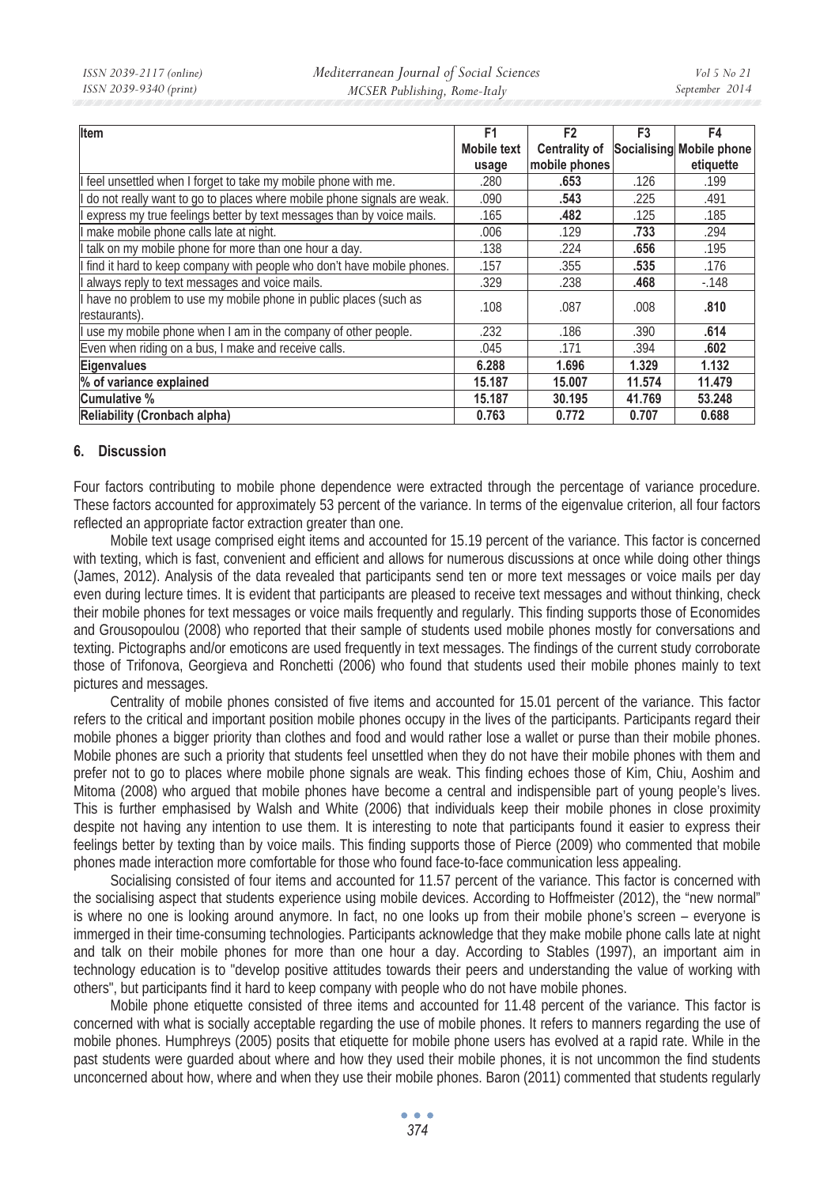| Item | F1 Mobile text usage | F2 Centrality of mobile phones | F3 Socialising | F4 Mobile phone etiquette |
|---|---|---|---|---|
| I feel unsettled when I forget to take my mobile phone with me. | .280 | **.653** | .126 | .199 |
| I do not really want to go to places where mobile phone signals are weak. | .090 | **.543** | .225 | .491 |
| I express my true feelings better by text messages than by voice mails. | .165 | **.482** | .125 | .185 |
| I make mobile phone calls late at night. | .006 | .129 | **.733** | .294 |
| I talk on my mobile phone for more than one hour a day. | .138 | .224 | **.656** | .195 |
| I find it hard to keep company with people who don't have mobile phones. | .157 | .355 | **.535** | .176 |
| I always reply to text messages and voice mails. | .329 | .238 | **.468** | -.148 |
| I have no problem to use my mobile phone in public places (such as restaurants). | .108 | .087 | .008 | **.810** |
| I use my mobile phone when I am in the company of other people. | .232 | .186 | .390 | **.614** |
| Even when riding on a bus, I make and receive calls. | .045 | .171 | .394 | **.602** |
| **Eigenvalues** | **6.288** | **1.696** | **1.329** | **1.132** |
| **% of variance explained** | **15.187** | **15.007** | **11.574** | **11.479** |
| **Cumulative %** | **15.187** | **30.195** | **41.769** | **53.248** |
| **Reliability (Cronbach alpha)** | **0.763** | **0.772** | **0.707** | **0.688** |

## 6. Discussion

Four factors contributing to mobile phone dependence were extracted through the percentage of variance procedure. These factors accounted for approximately 53 percent of the variance. In terms of the eigenvalue criterion, all four factors reflected an appropriate factor extraction greater than one.

Mobile text usage comprised eight items and accounted for 15.19 percent of the variance. This factor is concerned with texting, which is fast, convenient and efficient and allows for numerous discussions at once while doing other things (James, 2012). Analysis of the data revealed that participants send ten or more text messages or voice mails per day even during lecture times. It is evident that participants are pleased to receive text messages and without thinking, check their mobile phones for text messages or voice mails frequently and regularly. This finding supports those of Economides and Grousopoulou (2008) who reported that their sample of students used mobile phones mostly for conversations and texting. Pictographs and/or emoticons are used frequently in text messages. The findings of the current study corroborate those of Trifonova, Georgieva and Ronchetti (2006) who found that students used their mobile phones mainly to text pictures and messages.

Centrality of mobile phones consisted of five items and accounted for 15.01 percent of the variance. This factor refers to the critical and important position mobile phones occupy in the lives of the participants. Participants regard their mobile phones a bigger priority than clothes and food and would rather lose a wallet or purse than their mobile phones. Mobile phones are such a priority that students feel unsettled when they do not have their mobile phones with them and prefer not to go to places where mobile phone signals are weak. This finding echoes those of Kim, Chiu, Aoshim and Mitoma (2008) who argued that mobile phones have become a central and indispensible part of young people's lives. This is further emphasised by Walsh and White (2006) that individuals keep their mobile phones in close proximity despite not having any intention to use them. It is interesting to note that participants found it easier to express their feelings better by texting than by voice mails. This finding supports those of Pierce (2009) who commented that mobile phones made interaction more comfortable for those who found face-to-face communication less appealing.

Socialising consisted of four items and accounted for 11.57 percent of the variance. This factor is concerned with the socialising aspect that students experience using mobile devices. According to Hoffmeister (2012), the "new normal" is where no one is looking around anymore. In fact, no one looks up from their mobile phone's screen – everyone is immerged in their time-consuming technologies. Participants acknowledge that they make mobile phone calls late at night and talk on their mobile phones for more than one hour a day. According to Stables (1997), an important aim in technology education is to "develop positive attitudes towards their peers and understanding the value of working with others", but participants find it hard to keep company with people who do not have mobile phones.

Mobile phone etiquette consisted of three items and accounted for 11.48 percent of the variance. This factor is concerned with what is socially acceptable regarding the use of mobile phones. It refers to manners regarding the use of mobile phones. Humphreys (2005) posits that etiquette for mobile phone users has evolved at a rapid rate. While in the past students were guarded about where and how they used their mobile phones, it is not uncommon the find students unconcerned about how, where and when they use their mobile phones. Baron (2011) commented that students regularly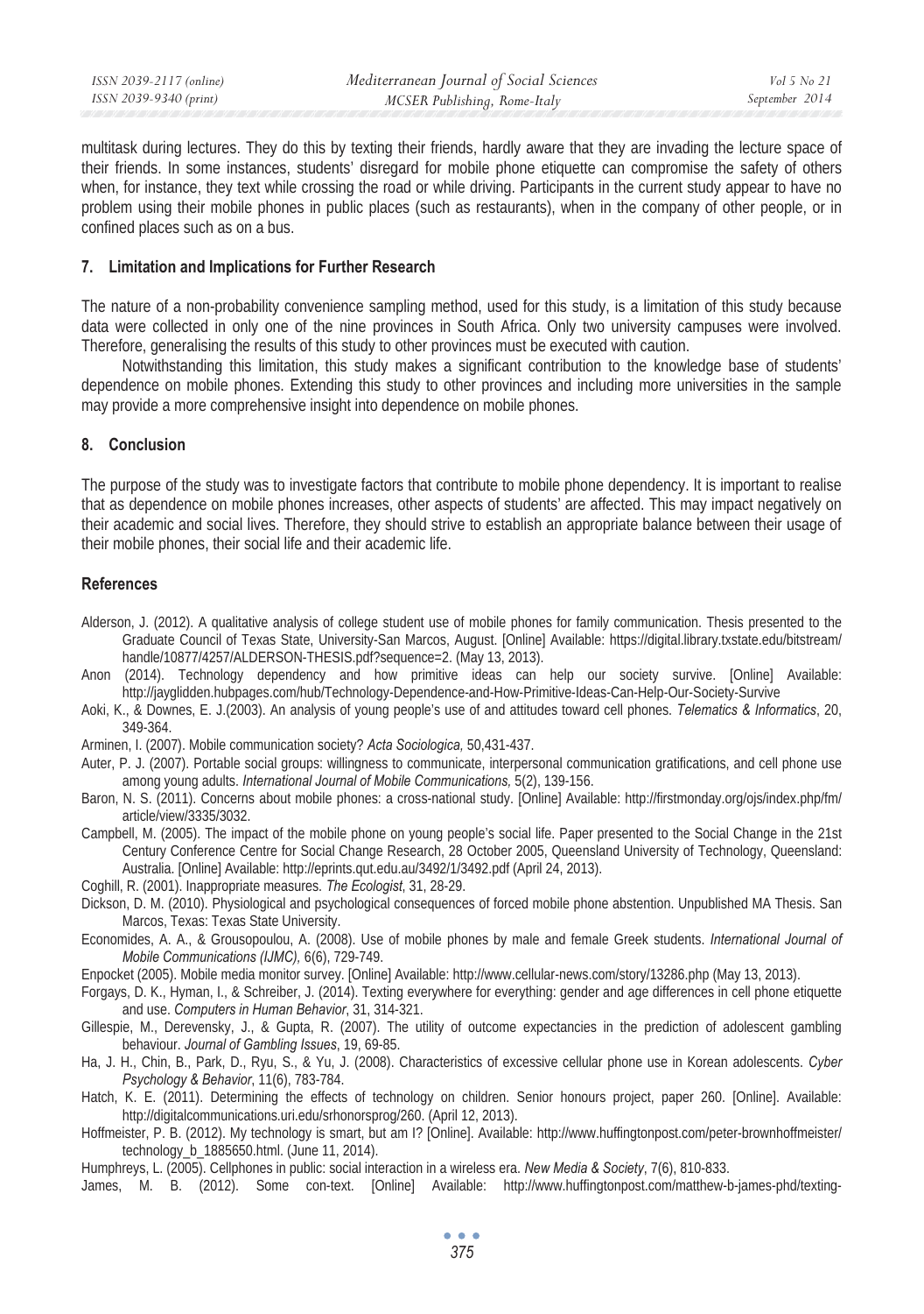multitask during lectures. They do this by texting their friends, hardly aware that they are invading the lecture space of their friends. In some instances, students' disregard for mobile phone etiquette can compromise the safety of others when, for instance, they text while crossing the road or while driving. Participants in the current study appear to have no problem using their mobile phones in public places (such as restaurants), when in the company of other people, or in confined places such as on a bus.

## 7. Limitation and Implications for Further Research

The nature of a non-probability convenience sampling method, used for this study, is a limitation of this study because data were collected in only one of the nine provinces in South Africa. Only two university campuses were involved. Therefore, generalising the results of this study to other provinces must be executed with caution.

Notwithstanding this limitation, this study makes a significant contribution to the knowledge base of students' dependence on mobile phones. Extending this study to other provinces and including more universities in the sample may provide a more comprehensive insight into dependence on mobile phones.

## 8. Conclusion

The purpose of the study was to investigate factors that contribute to mobile phone dependency. It is important to realise that as dependence on mobile phones increases, other aspects of students' are affected. This may impact negatively on their academic and social lives. Therefore, they should strive to establish an appropriate balance between their usage of their mobile phones, their social life and their academic life.

## References

Alderson, J. (2012). A qualitative analysis of college student use of mobile phones for family communication. Thesis presented to the Graduate Council of Texas State, University-San Marcos, August. [Online] Available: https://digital.library.txstate.edu/bitstream/handle/10877/4257/ALDERSON-THESIS.pdf?sequence=2. (May 13, 2013).

Anon (2014). Technology dependency and how primitive ideas can help our society survive. [Online] Available: http://jayglidden.hubpages.com/hub/Technology-Dependence-and-How-Primitive-Ideas-Can-Help-Our-Society-Survive

Aoki, K., & Downes, E. J.(2003). An analysis of young people's use of and attitudes toward cell phones. *Telematics & Informatics*, 20, 349-364.

Arminen, I. (2007). Mobile communication society? *Acta Sociologica,* 50,431-437.

Auter, P. J. (2007). Portable social groups: willingness to communicate, interpersonal communication gratifications, and cell phone use among young adults. *International Journal of Mobile Communications,* 5(2), 139-156.

Baron, N. S. (2011). Concerns about mobile phones: a cross-national study. [Online] Available: http://firstmonday.org/ojs/index.php/fm/article/view/3335/3032.

Campbell, M. (2005). The impact of the mobile phone on young people's social life. Paper presented to the Social Change in the 21st Century Conference Centre for Social Change Research, 28 October 2005, Queensland University of Technology, Queensland: Australia. [Online] Available: http://eprints.qut.edu.au/3492/1/3492.pdf (April 24, 2013).

Coghill, R. (2001). Inappropriate measures. *The Ecologist*, 31, 28-29.

Dickson, D. M. (2010). Physiological and psychological consequences of forced mobile phone abstention. Unpublished MA Thesis. San Marcos, Texas: Texas State University.

Economides, A. A., & Grousopoulou, A. (2008). Use of mobile phones by male and female Greek students. *International Journal of Mobile Communications (IJMC),* 6(6), 729-749.

Enpocket (2005). Mobile media monitor survey. [Online] Available: http://www.cellular-news.com/story/13286.php (May 13, 2013).

Forgays, D. K., Hyman, I., & Schreiber, J. (2014). Texting everywhere for everything: gender and age differences in cell phone etiquette and use. *Computers in Human Behavior*, 31, 314-321.

Gillespie, M., Derevensky, J., & Gupta, R. (2007). The utility of outcome expectancies in the prediction of adolescent gambling behaviour. *Journal of Gambling Issues*, 19, 69-85.

Ha, J. H., Chin, B., Park, D., Ryu, S., & Yu, J. (2008). Characteristics of excessive cellular phone use in Korean adolescents. *Cyber Psychology & Behavior*, 11(6), 783-784.

Hatch, K. E. (2011). Determining the effects of technology on children. Senior honours project, paper 260. [Online]. Available: http://digitalcommunications.uri.edu/srhonorsprog/260. (April 12, 2013).

Hoffmeister, P. B. (2012). My technology is smart, but am I? [Online]. Available: http://www.huffingtonpost.com/peter-brownhoffmeister/technology_b_1885650.html. (June 11, 2014).

Humphreys, L. (2005). Cellphones in public: social interaction in a wireless era. *New Media & Society*, 7(6), 810-833.

James, M. B. (2012). Some con-text. [Online] Available: http://www.huffingtonpost.com/matthew-b-james-phd/texting-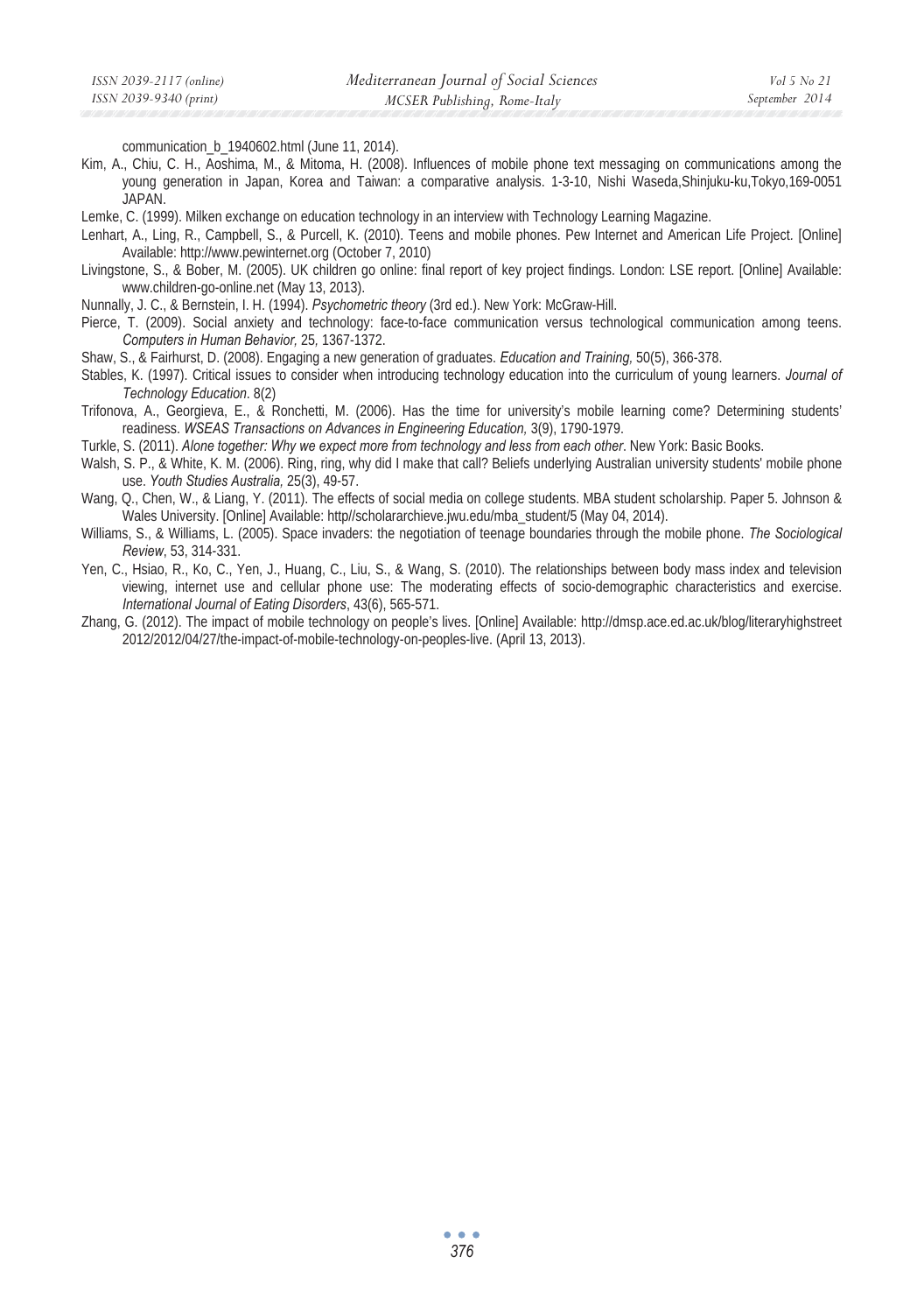communication_b_1940602.html (June 11, 2014).

Kim, A., Chiu, C. H., Aoshima, M., & Mitoma, H. (2008). Influences of mobile phone text messaging on communications among the young generation in Japan, Korea and Taiwan: a comparative analysis. 1-3-10, Nishi Waseda,Shinjuku-ku,Tokyo,169-0051 JAPAN.

Lemke, C. (1999). Milken exchange on education technology in an interview with Technology Learning Magazine.

Lenhart, A., Ling, R., Campbell, S., & Purcell, K. (2010). Teens and mobile phones. Pew Internet and American Life Project. [Online] Available: http://www.pewinternet.org (October 7, 2010)

Livingstone, S., & Bober, M. (2005). UK children go online: final report of key project findings. London: LSE report. [Online] Available: www.children-go-online.net (May 13, 2013).

Nunnally, J. C., & Bernstein, I. H. (1994). *Psychometric theory* (3rd ed.). New York: McGraw-Hill.

Pierce, T. (2009). Social anxiety and technology: face-to-face communication versus technological communication among teens. *Computers in Human Behavior,* 25, 1367-1372.

Shaw, S., & Fairhurst, D. (2008). Engaging a new generation of graduates. *Education and Training,* 50(5), 366-378.

Stables, K. (1997). Critical issues to consider when introducing technology education into the curriculum of young learners. *Journal of Technology Education*. 8(2)

Trifonova, A., Georgieva, E., & Ronchetti, M. (2006). Has the time for university's mobile learning come? Determining students' readiness. *WSEAS Transactions on Advances in Engineering Education,* 3(9), 1790-1979.

Turkle, S. (2011). *Alone together: Why we expect more from technology and less from each other*. New York: Basic Books.

Walsh, S. P., & White, K. M. (2006). Ring, ring, why did I make that call? Beliefs underlying Australian university students' mobile phone use. *Youth Studies Australia,* 25(3), 49-57.

Wang, Q., Chen, W., & Liang, Y. (2011). The effects of social media on college students. MBA student scholarship. Paper 5. Johnson & Wales University. [Online] Available: http//scholararchieve.jwu.edu/mba_student/5 (May 04, 2014).

Williams, S., & Williams, L. (2005). Space invaders: the negotiation of teenage boundaries through the mobile phone. *The Sociological Review*, 53, 314-331.

Yen, C., Hsiao, R., Ko, C., Yen, J., Huang, C., Liu, S., & Wang, S. (2010). The relationships between body mass index and television viewing, internet use and cellular phone use: The moderating effects of socio-demographic characteristics and exercise. *International Journal of Eating Disorders*, 43(6), 565-571.

Zhang, G. (2012). The impact of mobile technology on people's lives. [Online] Available: http://dmsp.ace.ed.ac.uk/blog/literaryhighstreet 2012/2012/04/27/the-impact-of-mobile-technology-on-peoples-live. (April 13, 2013).